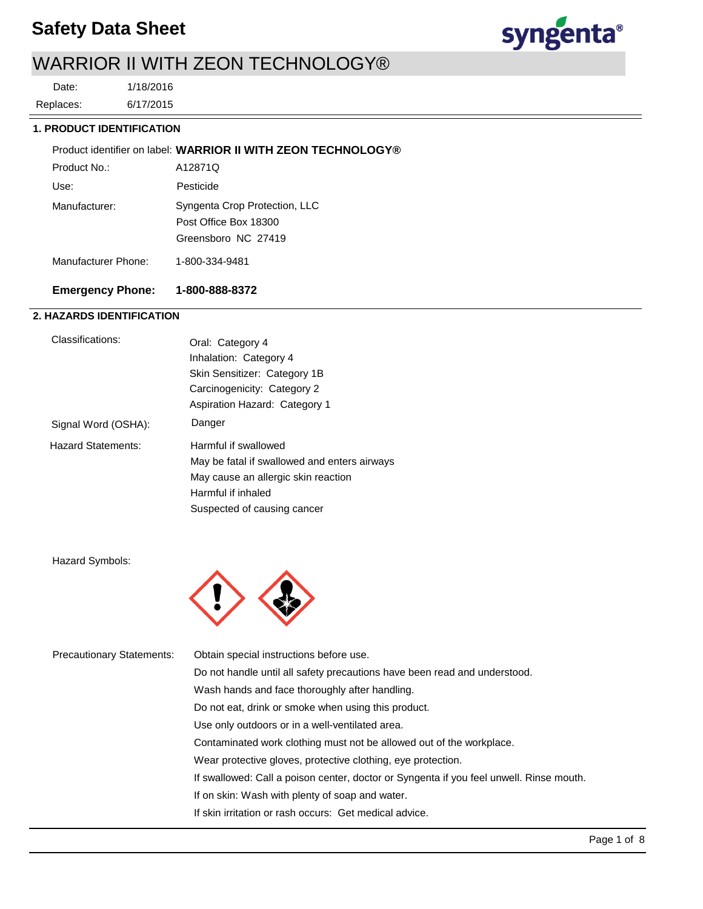# Safety Data Sheet

# WARRIOR II WITH ZEON TECHNOLOGY®

Date: 1/18/2016

Replaces: 6/17/2015

## 1. PRODUCT IDENTIFICATION

Product identifier on label: **WARRIOR II WITH ZEON TECHNOLOGY®**

Product No.: A12871Q

Use: Pesticide

Manufacturer: Syngenta Crop Protection, LLC
Post Office Box 18300
Greensboro NC 27419

Manufacturer Phone: 1-800-334-9481

**Emergency Phone: 1-800-888-8372**

## 2. HAZARDS IDENTIFICATION

Classifications:
Oral: Category 4
Inhalation: Category 4
Skin Sensitizer: Category 1B
Carcinogenicity: Category 2
Aspiration Hazard: Category 1

Signal Word (OSHA): Danger

Hazard Statements:
Harmful if swallowed
May be fatal if swallowed and enters airways
May cause an allergic skin reaction
Harmful if inhaled
Suspected of causing cancer

Hazard Symbols:

Precautionary Statements:
Obtain special instructions before use.
Do not handle until all safety precautions have been read and understood.
Wash hands and face thoroughly after handling.
Do not eat, drink or smoke when using this product.
Use only outdoors or in a well-ventilated area.
Contaminated work clothing must not be allowed out of the workplace.
Wear protective gloves, protective clothing, eye protection.
If swallowed: Call a poison center, doctor or Syngenta if you feel unwell. Rinse mouth.
If on skin: Wash with plenty of soap and water.
If skin irritation or rash occurs: Get medical advice.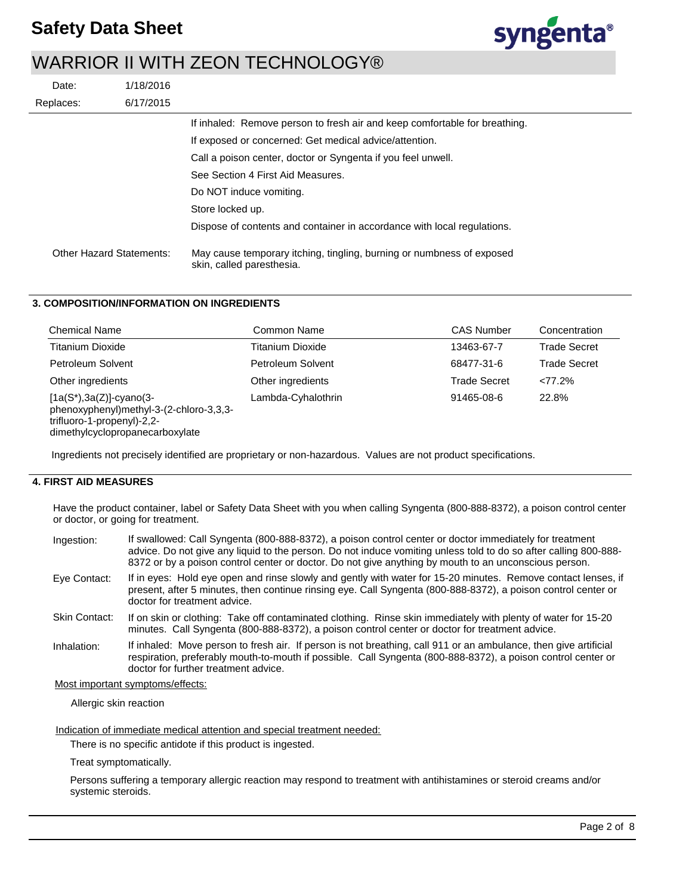If inhaled: Remove person to fresh air and keep comfortable for breathing.

If exposed or concerned: Get medical advice/attention.

Call a poison center, doctor or Syngenta if you feel unwell.

See Section 4 First Aid Measures.

Do NOT induce vomiting.

Store locked up.

Dispose of contents and container in accordance with local regulations.

Other Hazard Statements: May cause temporary itching, tingling, burning or numbness of exposed skin, called paresthesia.

## 3. COMPOSITION/INFORMATION ON INGREDIENTS

| Chemical Name | Common Name | CAS Number | Concentration |
|---|---|---|---|
| Titanium Dioxide | Titanium Dioxide | 13463-67-7 | Trade Secret |
| Petroleum Solvent | Petroleum Solvent | 68477-31-6 | Trade Secret |
| Other ingredients | Other ingredients | Trade Secret | <77.2% |
| [1a(S*),3a(Z)]-cyano(3-phenoxyphenyl)methyl-3-(2-chloro-3,3,3-trifluoro-1-propenyl)-2,2-dimethylcyclopropanecarboxylate | Lambda-Cyhalothrin | 91465-08-6 | 22.8% |

Ingredients not precisely identified are proprietary or non-hazardous. Values are not product specifications.

## 4. FIRST AID MEASURES

Have the product container, label or Safety Data Sheet with you when calling Syngenta (800-888-8372), a poison control center or doctor, or going for treatment.

**Ingestion:** If swallowed: Call Syngenta (800-888-8372), a poison control center or doctor immediately for treatment advice. Do not give any liquid to the person. Do not induce vomiting unless told to do so after calling 800-888-8372 or by a poison control center or doctor. Do not give anything by mouth to an unconscious person.

**Eye Contact:** If in eyes: Hold eye open and rinse slowly and gently with water for 15-20 minutes. Remove contact lenses, if present, after 5 minutes, then continue rinsing eye. Call Syngenta (800-888-8372), a poison control center or doctor for treatment advice.

**Skin Contact:** If on skin or clothing: Take off contaminated clothing. Rinse skin immediately with plenty of water for 15-20 minutes. Call Syngenta (800-888-8372), a poison control center or doctor for treatment advice.

**Inhalation:** If inhaled: Move person to fresh air. If person is not breathing, call 911 or an ambulance, then give artificial respiration, preferably mouth-to-mouth if possible. Call Syngenta (800-888-8372), a poison control center or doctor for further treatment advice.

Most important symptoms/effects:

Allergic skin reaction

Indication of immediate medical attention and special treatment needed:

There is no specific antidote if this product is ingested.

Treat symptomatically.

Persons suffering a temporary allergic reaction may respond to treatment with antihistamines or steroid creams and/or systemic steroids.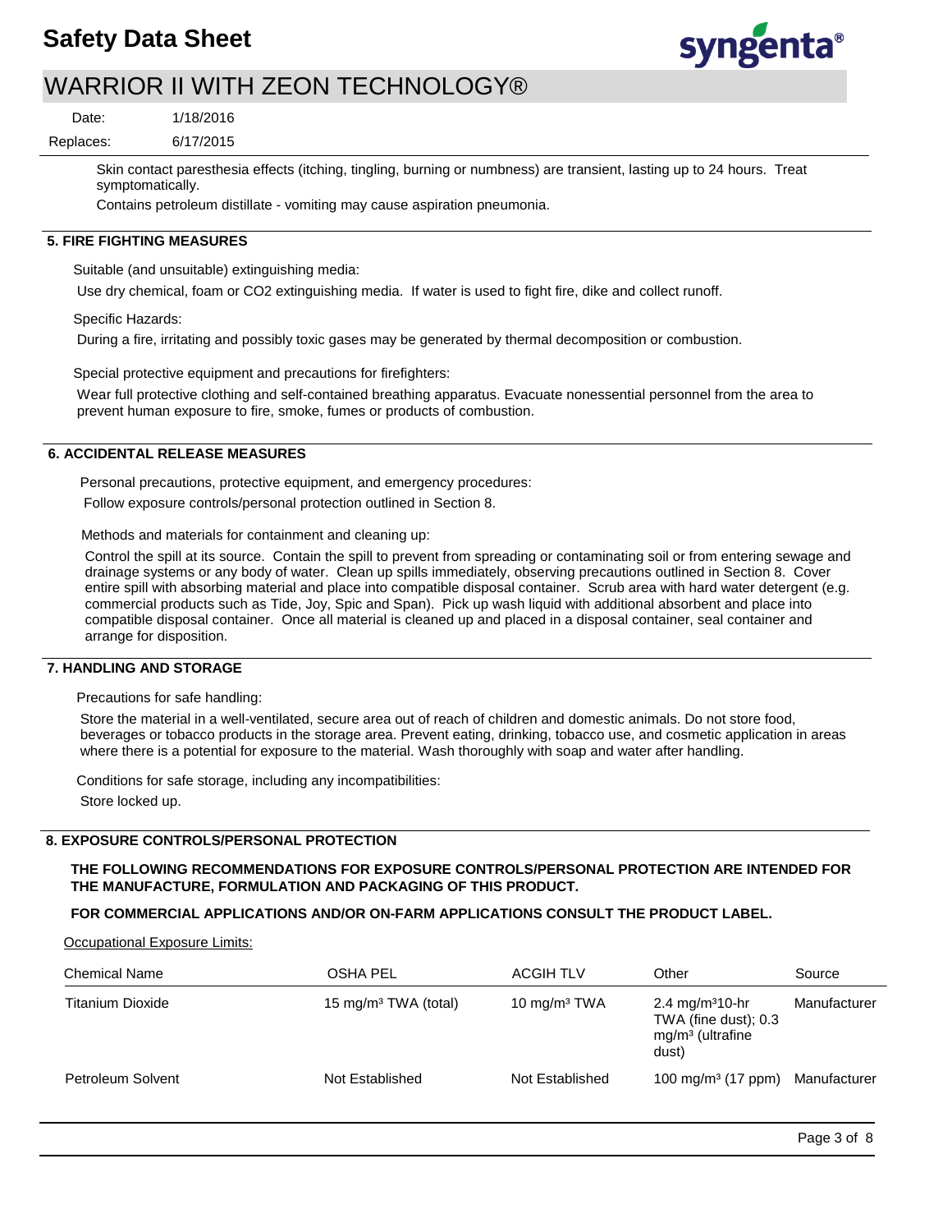Skin contact paresthesia effects (itching, tingling, burning or numbness) are transient, lasting up to 24 hours. Treat symptomatically.

Contains petroleum distillate - vomiting may cause aspiration pneumonia.

## 5. FIRE FIGHTING MEASURES

Suitable (and unsuitable) extinguishing media:

Use dry chemical, foam or CO2 extinguishing media. If water is used to fight fire, dike and collect runoff.

Specific Hazards:

During a fire, irritating and possibly toxic gases may be generated by thermal decomposition or combustion.

Special protective equipment and precautions for firefighters:

Wear full protective clothing and self-contained breathing apparatus. Evacuate nonessential personnel from the area to prevent human exposure to fire, smoke, fumes or products of combustion.

## 6. ACCIDENTAL RELEASE MEASURES

Personal precautions, protective equipment, and emergency procedures:

Follow exposure controls/personal protection outlined in Section 8.

Methods and materials for containment and cleaning up:

Control the spill at its source. Contain the spill to prevent from spreading or contaminating soil or from entering sewage and drainage systems or any body of water. Clean up spills immediately, observing precautions outlined in Section 8. Cover entire spill with absorbing material and place into compatible disposal container. Scrub area with hard water detergent (e.g. commercial products such as Tide, Joy, Spic and Span). Pick up wash liquid with additional absorbent and place into compatible disposal container. Once all material is cleaned up and placed in a disposal container, seal container and arrange for disposition.

## 7. HANDLING AND STORAGE

Precautions for safe handling:

Store the material in a well-ventilated, secure area out of reach of children and domestic animals. Do not store food, beverages or tobacco products in the storage area. Prevent eating, drinking, tobacco use, and cosmetic application in areas where there is a potential for exposure to the material. Wash thoroughly with soap and water after handling.

Conditions for safe storage, including any incompatibilities:

Store locked up.

## 8. EXPOSURE CONTROLS/PERSONAL PROTECTION

**THE FOLLOWING RECOMMENDATIONS FOR EXPOSURE CONTROLS/PERSONAL PROTECTION ARE INTENDED FOR THE MANUFACTURE, FORMULATION AND PACKAGING OF THIS PRODUCT.**

**FOR COMMERCIAL APPLICATIONS AND/OR ON-FARM APPLICATIONS CONSULT THE PRODUCT LABEL.**

Occupational Exposure Limits:

| Chemical Name | OSHA PEL | ACGIH TLV | Other | Source |
|---|---|---|---|---|
| Titanium Dioxide | 15 mg/m³ TWA (total) | 10 mg/m³ TWA | 2.4 mg/m³10-hr TWA (fine dust); 0.3 mg/m³ (ultrafine dust) | Manufacturer |
| Petroleum Solvent | Not Established | Not Established | 100 mg/m³ (17 ppm) | Manufacturer |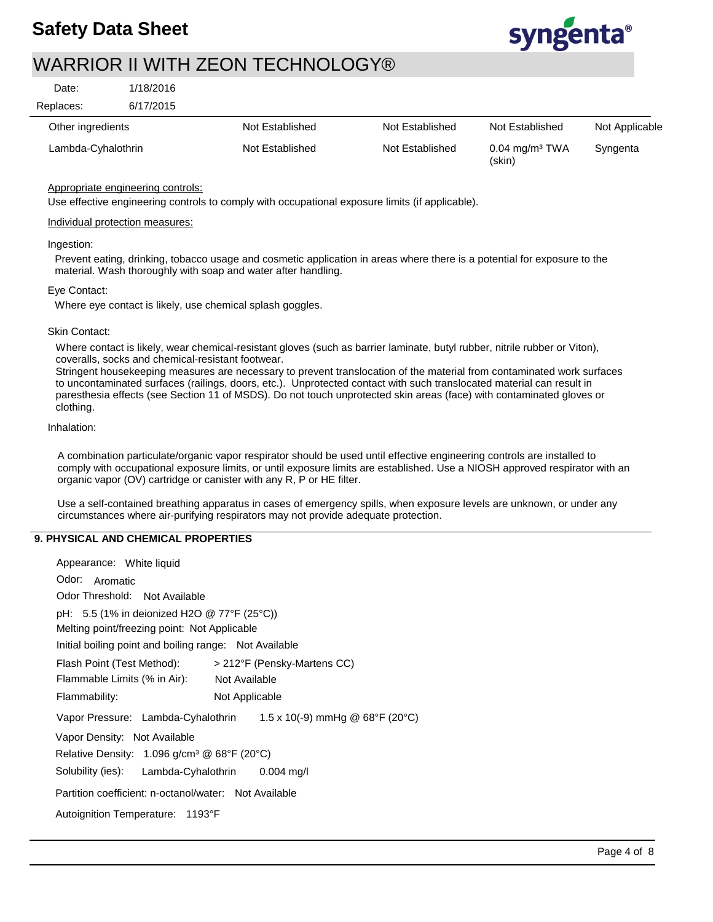| | | | | |
|---|---|---|---|---|
| Other ingredients | Not Established | Not Established | Not Established | Not Applicable |
| Lambda-Cyhalothrin | Not Established | Not Established | 0.04 mg/m³ TWA (skin) | Syngenta |

Appropriate engineering controls:

Use effective engineering controls to comply with occupational exposure limits (if applicable).

Individual protection measures:

Ingestion:

Prevent eating, drinking, tobacco usage and cosmetic application in areas where there is a potential for exposure to the material. Wash thoroughly with soap and water after handling.

Eye Contact:

Where eye contact is likely, use chemical splash goggles.

Skin Contact:

Where contact is likely, wear chemical-resistant gloves (such as barrier laminate, butyl rubber, nitrile rubber or Viton), coveralls, socks and chemical-resistant footwear.
Stringent housekeeping measures are necessary to prevent translocation of the material from contaminated work surfaces to uncontaminated surfaces (railings, doors, etc.). Unprotected contact with such translocated material can result in paresthesia effects (see Section 11 of MSDS). Do not touch unprotected skin areas (face) with contaminated gloves or clothing.

Inhalation:

A combination particulate/organic vapor respirator should be used until effective engineering controls are installed to comply with occupational exposure limits, or until exposure limits are established. Use a NIOSH approved respirator with an organic vapor (OV) cartridge or canister with any R, P or HE filter.

Use a self-contained breathing apparatus in cases of emergency spills, when exposure levels are unknown, or under any circumstances where air-purifying respirators may not provide adequate protection.

## 9. PHYSICAL AND CHEMICAL PROPERTIES

Appearance: White liquid

Odor: Aromatic

Odor Threshold: Not Available

pH: 5.5 (1% in deionized H2O @ 77°F (25°C))

Melting point/freezing point: Not Applicable

Initial boiling point and boiling range: Not Available

Flash Point (Test Method): > 212°F (Pensky-Martens CC)

Flammable Limits (% in Air): Not Available

Flammability: Not Applicable

Vapor Pressure: Lambda-Cyhalothrin 1.5 x 10(-9) mmHg @ 68°F (20°C)

Vapor Density: Not Available

Relative Density: 1.096 g/cm³ @ 68°F (20°C)

Solubility (ies): Lambda-Cyhalothrin 0.004 mg/l

Partition coefficient: n-octanol/water: Not Available

Autoignition Temperature: 1193°F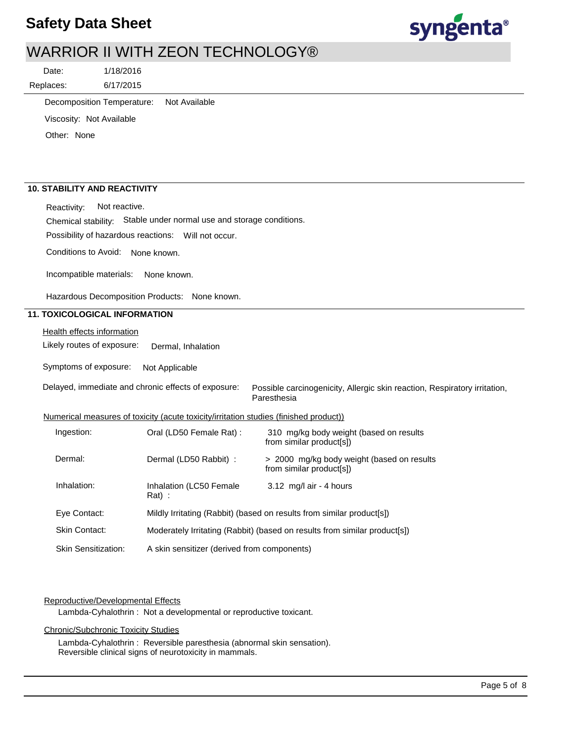Decomposition Temperature: Not Available

Viscosity: Not Available

Other: None

## 10. STABILITY AND REACTIVITY

Reactivity: Not reactive.

Chemical stability: Stable under normal use and storage conditions.

Possibility of hazardous reactions: Will not occur.

Conditions to Avoid: None known.

Incompatible materials: None known.

Hazardous Decomposition Products: None known.

## 11. TOXICOLOGICAL INFORMATION

Health effects information

Likely routes of exposure: Dermal, Inhalation

Symptoms of exposure: Not Applicable

Delayed, immediate and chronic effects of exposure: Possible carcinogenicity, Allergic skin reaction, Respiratory irritation, Paresthesia

Numerical measures of toxicity (acute toxicity/irritation studies (finished product))

| | | |
|---|---|---|
| Ingestion: | Oral (LD50 Female Rat) : | 310 mg/kg body weight (based on results from similar product[s]) |
| Dermal: | Dermal (LD50 Rabbit) : | > 2000 mg/kg body weight (based on results from similar product[s]) |
| Inhalation: | Inhalation (LC50 Female Rat) : | 3.12 mg/l air - 4 hours |
| Eye Contact: | Mildly Irritating (Rabbit) (based on results from similar product[s]) | |
| Skin Contact: | Moderately Irritating (Rabbit) (based on results from similar product[s]) | |
| Skin Sensitization: | A skin sensitizer (derived from components) | |

Reproductive/Developmental Effects

Lambda-Cyhalothrin : Not a developmental or reproductive toxicant.

Chronic/Subchronic Toxicity Studies

Lambda-Cyhalothrin : Reversible paresthesia (abnormal skin sensation). Reversible clinical signs of neurotoxicity in mammals.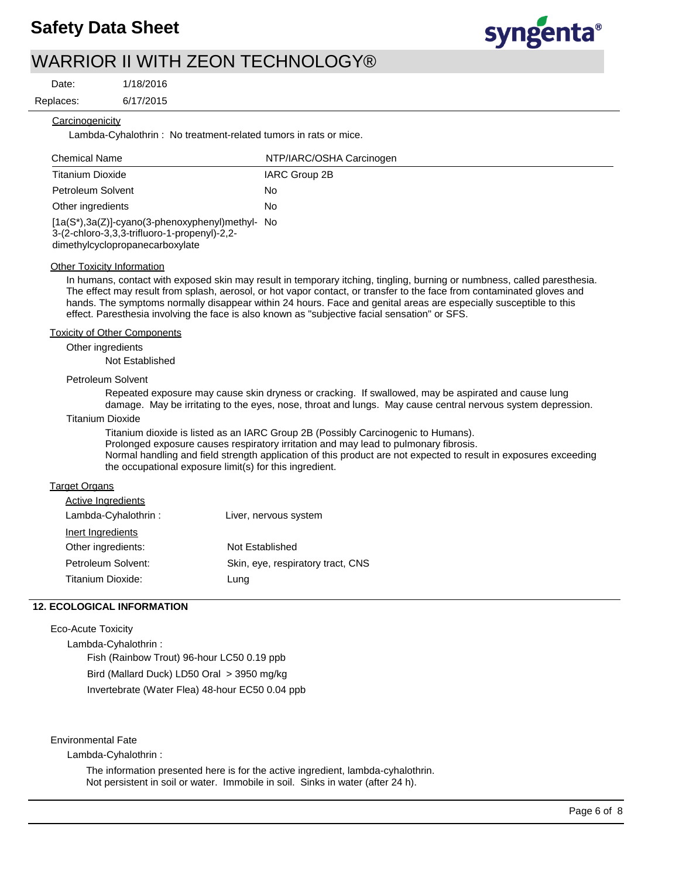Carcinogenicity

Lambda-Cyhalothrin : No treatment-related tumors in rats or mice.

| Chemical Name | NTP/IARC/OSHA Carcinogen |
| --- | --- |
| Titanium Dioxide | IARC Group 2B |
| Petroleum Solvent | No |
| Other ingredients | No |
| [1a(S*),3a(Z)]-cyano(3-phenoxyphenyl)methyl-3-(2-chloro-3,3,3-trifluoro-1-propenyl)-2,2-dimethylcyclopropanecarboxylate | No |

Other Toxicity Information

In humans, contact with exposed skin may result in temporary itching, tingling, burning or numbness, called paresthesia. The effect may result from splash, aerosol, or hot vapor contact, or transfer to the face from contaminated gloves and hands. The symptoms normally disappear within 24 hours. Face and genital areas are especially susceptible to this effect. Paresthesia involving the face is also known as "subjective facial sensation" or SFS.

Toxicity of Other Components

Other ingredients

Not Established

Petroleum Solvent

Repeated exposure may cause skin dryness or cracking. If swallowed, may be aspirated and cause lung damage. May be irritating to the eyes, nose, throat and lungs. May cause central nervous system depression.

Titanium Dioxide

Titanium dioxide is listed as an IARC Group 2B (Possibly Carcinogenic to Humans).
Prolonged exposure causes respiratory irritation and may lead to pulmonary fibrosis.
Normal handling and field strength application of this product are not expected to result in exposures exceeding the occupational exposure limit(s) for this ingredient.

Target Organs

Active Ingredients

| | |
| --- | --- |
| Lambda-Cyhalothrin : | Liver, nervous system |

Inert Ingredients

| | |
| --- | --- |
| Other ingredients: | Not Established |
| Petroleum Solvent: | Skin, eye, respiratory tract, CNS |
| Titanium Dioxide: | Lung |

## 12. ECOLOGICAL INFORMATION

Eco-Acute Toxicity

Lambda-Cyhalothrin :

Fish (Rainbow Trout) 96-hour LC50 0.19 ppb

Bird (Mallard Duck) LD50 Oral > 3950 mg/kg

Invertebrate (Water Flea) 48-hour EC50 0.04 ppb

Environmental Fate

Lambda-Cyhalothrin :

The information presented here is for the active ingredient, lambda-cyhalothrin.
Not persistent in soil or water. Immobile in soil. Sinks in water (after 24 h).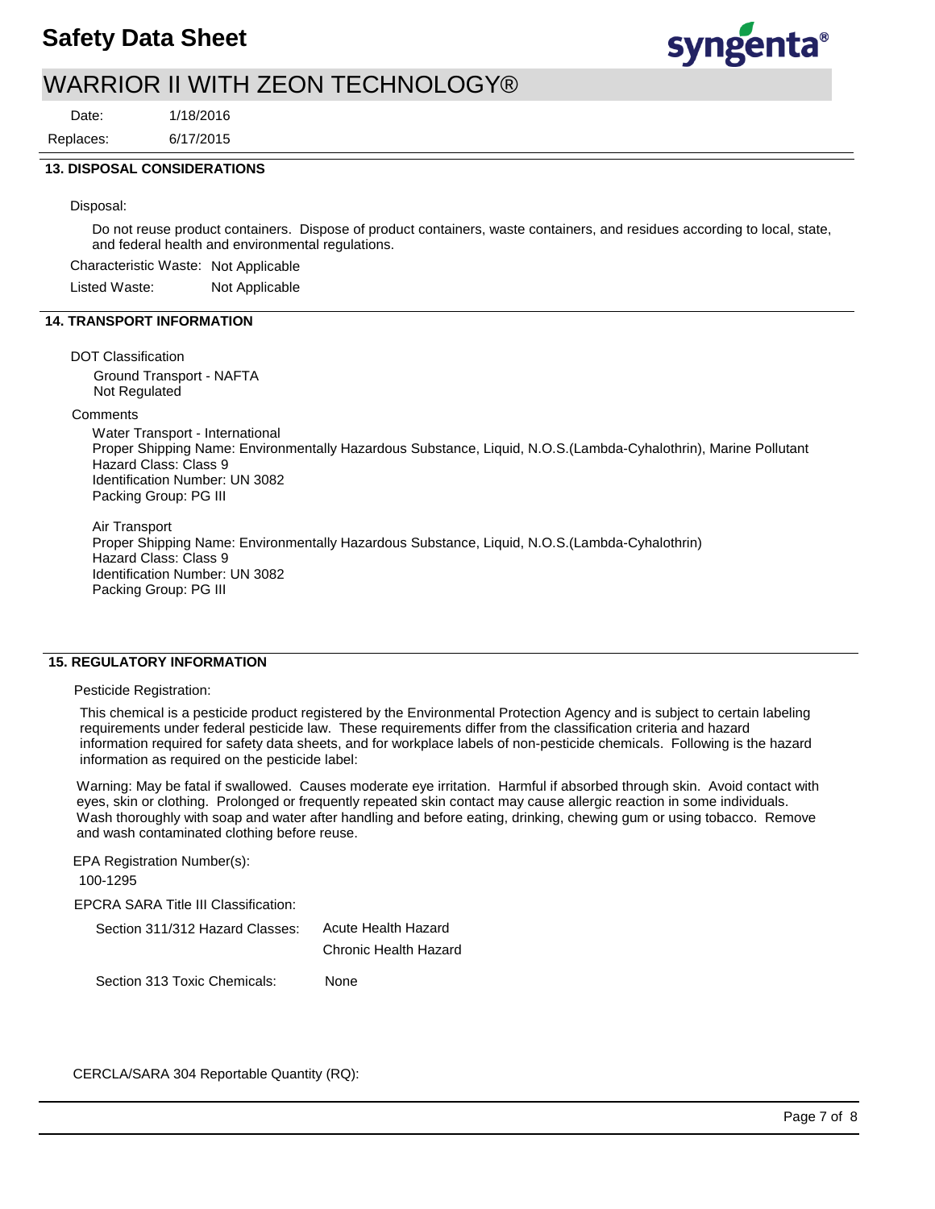## 13. DISPOSAL CONSIDERATIONS

Disposal:

Do not reuse product containers. Dispose of product containers, waste containers, and residues according to local, state, and federal health and environmental regulations.

Characteristic Waste: Not Applicable

Listed Waste: Not Applicable

## 14. TRANSPORT INFORMATION

DOT Classification

Ground Transport - NAFTA
Not Regulated

Comments

Water Transport - International
Proper Shipping Name: Environmentally Hazardous Substance, Liquid, N.O.S.(Lambda-Cyhalothrin), Marine Pollutant
Hazard Class: Class 9
Identification Number: UN 3082
Packing Group: PG III

Air Transport
Proper Shipping Name: Environmentally Hazardous Substance, Liquid, N.O.S.(Lambda-Cyhalothrin)
Hazard Class: Class 9
Identification Number: UN 3082
Packing Group: PG III

## 15. REGULATORY INFORMATION

Pesticide Registration:

This chemical is a pesticide product registered by the Environmental Protection Agency and is subject to certain labeling requirements under federal pesticide law. These requirements differ from the classification criteria and hazard information required for safety data sheets, and for workplace labels of non-pesticide chemicals. Following is the hazard information as required on the pesticide label:

Warning: May be fatal if swallowed. Causes moderate eye irritation. Harmful if absorbed through skin. Avoid contact with eyes, skin or clothing. Prolonged or frequently repeated skin contact may cause allergic reaction in some individuals. Wash thoroughly with soap and water after handling and before eating, drinking, chewing gum or using tobacco. Remove and wash contaminated clothing before reuse.

EPA Registration Number(s):

100-1295

EPCRA SARA Title III Classification:

Section 311/312 Hazard Classes: Acute Health Hazard
Chronic Health Hazard

Section 313 Toxic Chemicals: None

CERCLA/SARA 304 Reportable Quantity (RQ):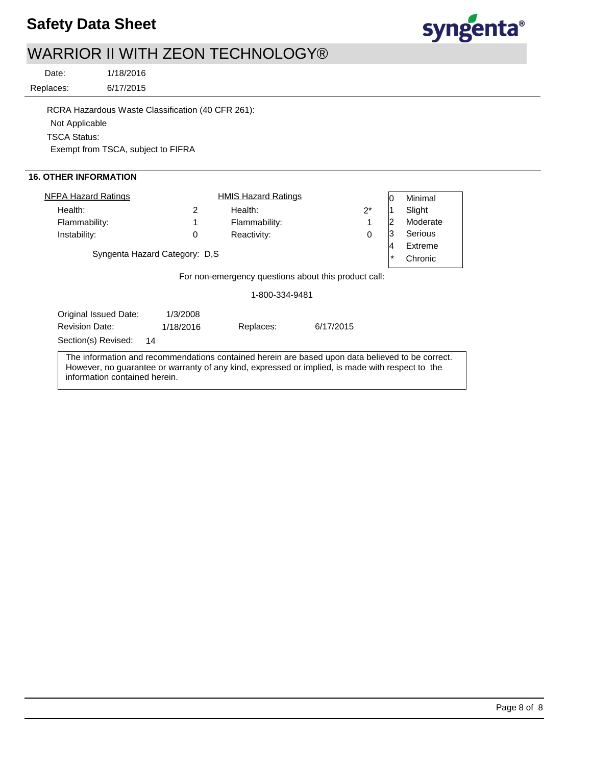RCRA Hazardous Waste Classification (40 CFR 261):

Not Applicable

TSCA Status:

Exempt from TSCA, subject to FIFRA

## 16. OTHER INFORMATION

| NFPA Hazard Ratings | | HMIS Hazard Ratings | |
|---|---|---|---|
| Health: | 2 | Health: | 2* |
| Flammability: | 1 | Flammability: | 1 |
| Instability: | 0 | Reactivity: | 0 |

| | |
|---|---|
| 0 | Minimal |
| 1 | Slight |
| 2 | Moderate |
| 3 | Serious |
| 4 | Extreme |
| * | Chronic |

Syngenta Hazard Category: D,S

For non-emergency questions about this product call:

1-800-334-9481

Original Issued Date: 1/3/2008

Revision Date: 1/18/2016 Replaces: 6/17/2015

Section(s) Revised: 14

The information and recommendations contained herein are based upon data believed to be correct. However, no guarantee or warranty of any kind, expressed or implied, is made with respect to the information contained herein.